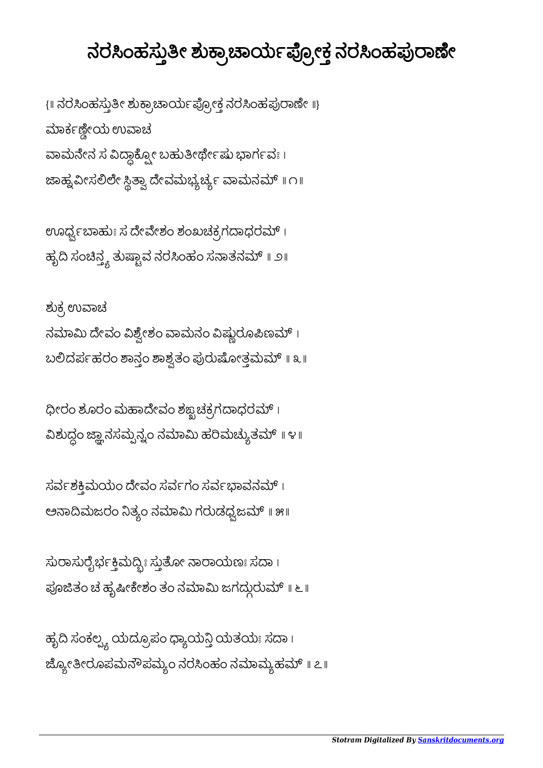# ನರಸಿಂಹಸ್ತುತೀ ಶುಕ್ರಾಚಾರ್ಯಪ್ರೋಕ್ತ ನರಸಿಂಹಪುರಾಣೇ

{॥ ನರಸಿಂಹಸ್ತುತೀ ಶುಕ್ರಾಚಾರ್ಯಪ್ರೋಕ್ತ ನರಸಿಂಹಪುರಾಣೇ ॥}

ಮಾರ್ಕಣ್ಡೇಯ ಉವಾಚ

ವಾಮನೇನ ಸ ವಿದ್ಧಾಕ್ಷೋ ಬಹುತೀರ್ಥೇಷು ಭಾರ್ಗವಃ ।
ಜಾಹ್ನವೀಸಲಿಲೇ ಸ್ಥಿತ್ವಾ ದೇವಮಭ್ಯರ್ಚ್ಯ ವಾಮನಮ್ ॥ ೧॥

ಊರ್ಧ್ವಬಾಹುಃ ಸ ದೇವೇಶಂ ಶಂಖಚಕ್ರಗದಾಧರಮ್ ।
ಹೃದಿ ಸಂಚಿನ್ತ್ಯ ತುಷ್ಟಾವ ನರಸಿಂಹಂ ಸನಾತನಮ್ ॥ ೨॥

ಶುಕ್ರ ಉವಾಚ

ನಮಾಮಿ ದೇವಂ ವಿಶ್ವೇಶಂ ವಾಮನಂ ವಿಷ್ಣುರೂಪಿಣಮ್ ।
ಬಲಿದರ್ಪಹರಂ ಶಾನ್ತಂ ಶಾಶ್ವತಂ ಪುರುಷೋತ್ತಮಮ್ ॥ ೩॥

ಧೀರಂ ಶೂರಂ ಮಹಾದೇವಂ ಶಙ್ಖಚಕ್ರಗದಾಧರಮ್ ।
ವಿಶುದ್ಧಂ ಜ್ಞಾನಸಮ್ಪನ್ನಂ ನಮಾಮಿ ಹರಿಮಚ್ಯುತಮ್ ॥ ೪॥

ಸರ್ವಶಕ್ತಿಮಯಂ ದೇವಂ ಸರ್ವಗಂ ಸರ್ವಭಾವನಮ್ ।
ಅನಾದಿಮಜರಂ ನಿತ್ಯಂ ನಮಾಮಿ ಗರುಡಧ್ವಜಮ್ ॥ ೫॥

ಸುರಾಸುರೈರ್ಭಕ್ತಿಮದ್ಭಿಃ ಸ್ತುತೋ ನಾರಾಯಣಃ ಸದಾ ।
ಪೂಜಿತಂ ಚ ಹೃಷೀಕೇಶಂ ತಂ ನಮಾಮಿ ಜಗದ್ಗುರುಮ್ ॥ ೬॥

ಹೃದಿ ಸಂಕಲ್ಪ್ಯ ಯದ್ರೂಪಂ ಧ್ಯಾಯನ್ತಿ ಯತಯಃ ಸದಾ ।
ಜ್ಯೋತೀರೂಪಮನೌಪಮ್ಯಂ ನರಸಿಂಹಂ ನಮಾಮ್ಯಹಮ್ ॥ ೭॥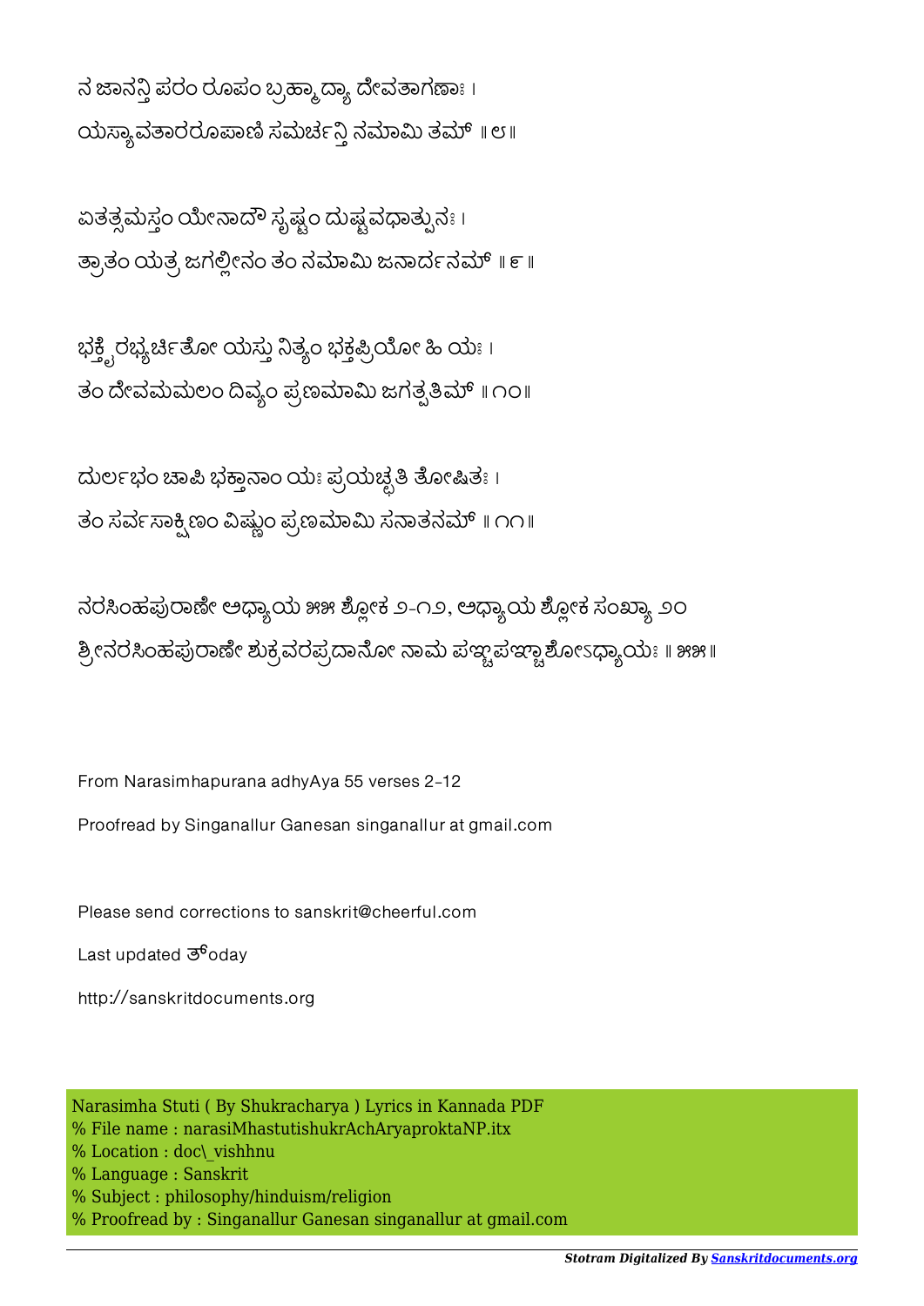ನ ಜಾನನ್ತಿ ಪರಂ ರೂಪಂ ಬ್ರಹ್ಮಾದ್ಯಾ ದೇವತಾಗಣಾಃ ।
ಯಸ್ಯಾವತಾರರೂಪಾಣಿ ಸಮರ್ಚನ್ತಿ ನಮಾಮಿ ತಮ್ ॥ ೮॥

ಏತತ್ಸಮಸ್ತಂ ಯೇನಾದೌ ಸೃಷ್ಟಂ ದುಷ್ಟವಧಾತ್ಪುನಃ ।
ತ್ರಾತಂ ಯತ್ರ ಜಗಲ್ಲೀನಂ ತಂ ನಮಾಮಿ ಜನಾರ್ದನಮ್ ॥ ೯॥

ಭಕ್ತೈರಭ್ಯರ್ಚಿತೋ ಯಸ್ತು ನಿತ್ಯಂ ಭಕ್ತಪ್ರಿಯೋ ಹಿ ಯಃ ।
ತಂ ದೇವಮಮಲಂ ದಿವ್ಯಂ ಪ್ರಣಮಾಮಿ ಜಗತ್ಪತಿಮ್ ॥ ೧೦॥

ದುರ್ಲಭಂ ಚಾಪಿ ಭಕ್ತಾನಾಂ ಯಃ ಪ್ರಯಚ್ಛತಿ ತೋಷಿತಃ ।
ತಂ ಸರ್ವಸಾಕ್ಷಿಣಂ ವಿಷ್ಣುಂ ಪ್ರಣಮಾಮಿ ಸನಾತನಮ್ ॥ ೧೧॥

ನರಸಿಂಹಪುರಾಣೇ ಅಧ್ಯಾಯ ೫೫ ಶ್ಲೋಕ ೨-೧೨, ಅಧ್ಯಾಯ ಶ್ಲೋಕ ಸಂಖ್ಯಾ ೨೦
ಶ್ರೀನರಸಿಂಹಪುರಾಣೇ ಶುಕ್ರವರಪ್ರದಾನೋ ನಾಮ ಪಞ್ಚಪಞ್ಚಾಶೋಽಧ್ಯಾಯಃ ॥ ೫೫॥

From Narasimhapurana adhyAya 55 verses 2-12

Proofread by Singanallur Ganesan singanallur at gmail.com

Please send corrections to sanskrit@cheerful.com

Last updated ತ್oday

http://sanskritdocuments.org

Narasimha Stuti ( By Shukracharya ) Lyrics in Kannada PDF
% File name : narasiMhastutishukrAchAryaproktaNP.itx
% Location : doc\_vishhnu
% Language : Sanskrit
% Subject : philosophy/hinduism/religion
% Proofread by : Singanallur Ganesan singanallur at gmail.com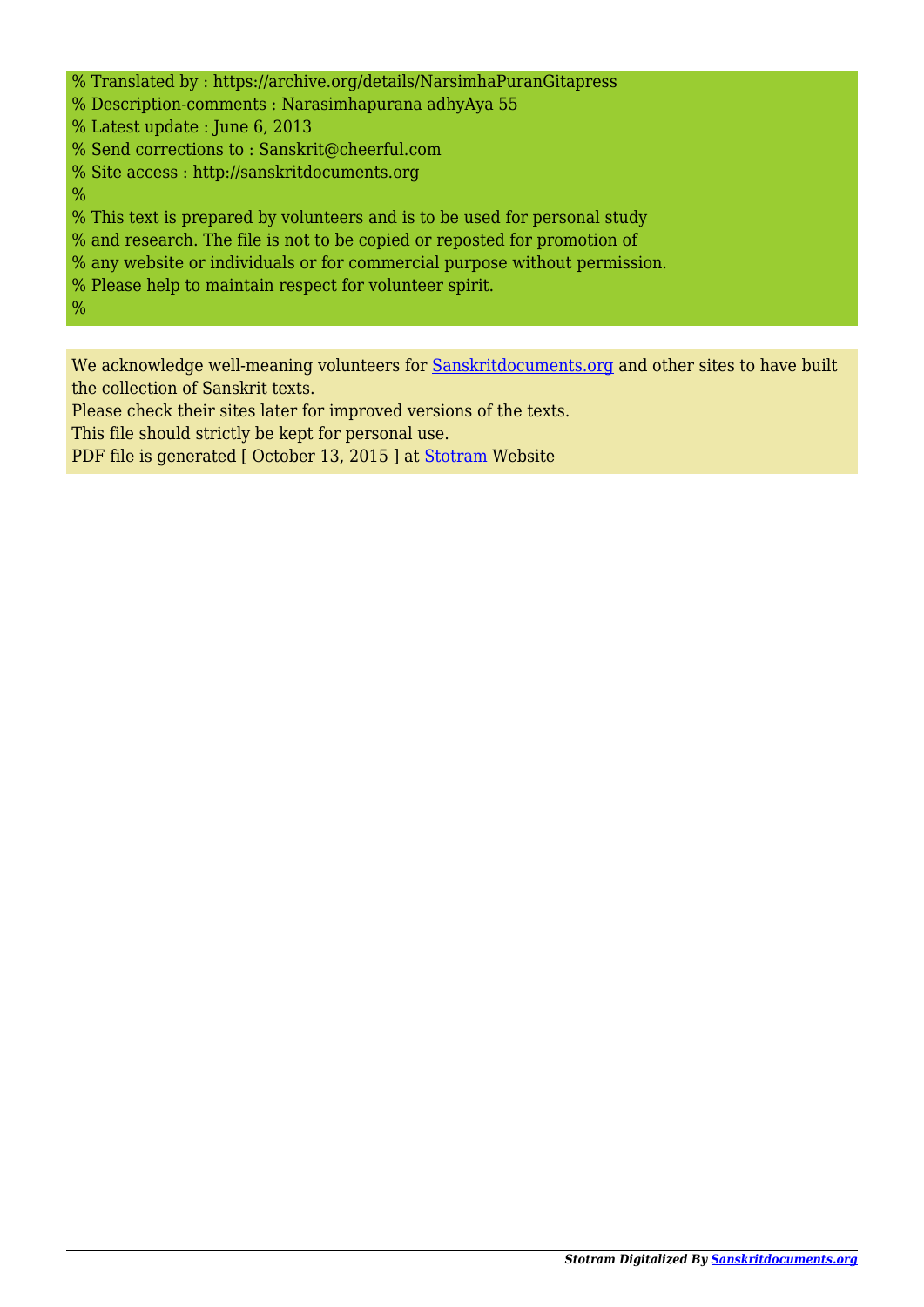% Translated by : https://archive.org/details/NarsimhaPuranGitapress
% Description-comments : Narasimhapurana adhyAya 55
% Latest update : June 6, 2013
% Send corrections to : Sanskrit@cheerful.com
% Site access : http://sanskritdocuments.org
%
% This text is prepared by volunteers and is to be used for personal study
% and research. The file is not to be copied or reposted for promotion of
% any website or individuals or for commercial purpose without permission.
% Please help to maintain respect for volunteer spirit.
%

We acknowledge well-meaning volunteers for Sanskritdocuments.org and other sites to have built the collection of Sanskrit texts.
Please check their sites later for improved versions of the texts.
This file should strictly be kept for personal use.
PDF file is generated [ October 13, 2015 ] at Stotram Website